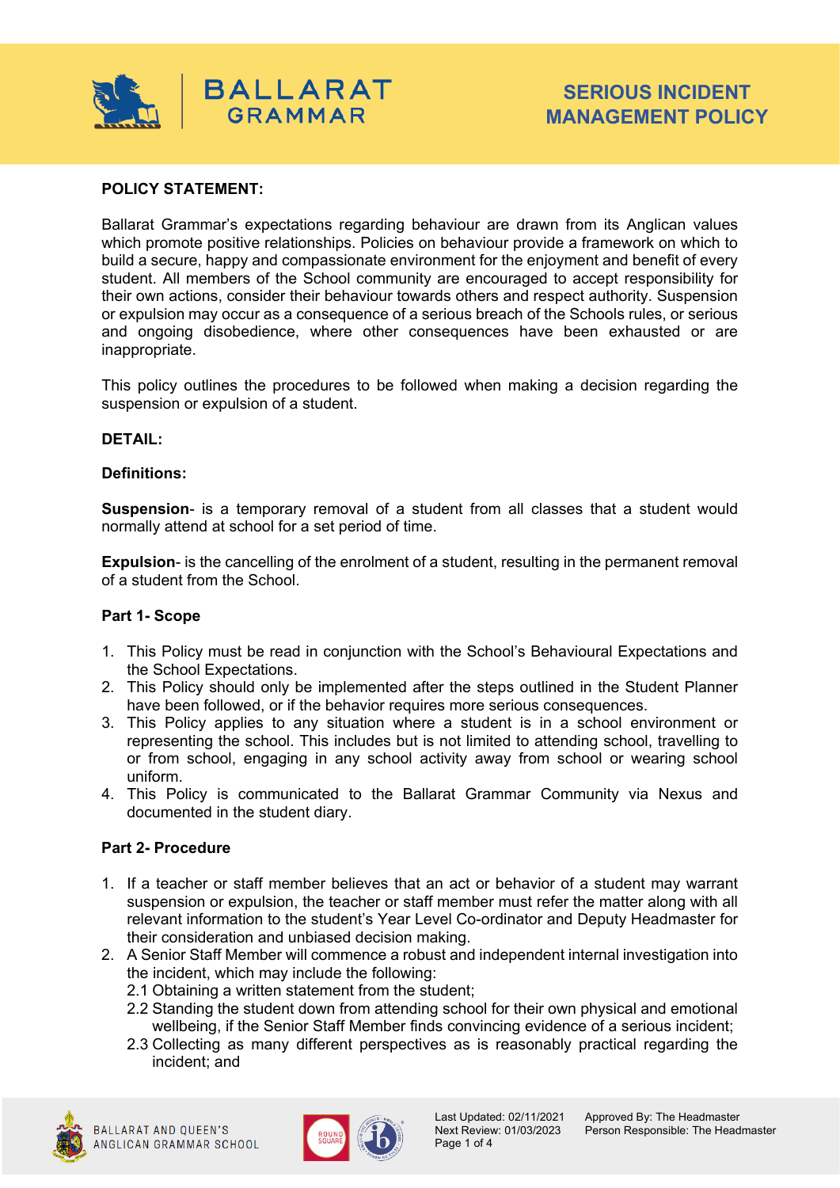# SERIOUS INCIDENT MANAGEMENT POLICY

**POLICY STATEMENT:**

Ballarat Grammar's expectations regarding behaviour are drawn from its Anglican values which promote positive relationships. Policies on behaviour provide a framework on which to build a secure, happy and compassionate environment for the enjoyment and benefit of every student. All members of the School community are encouraged to accept responsibility for their own actions, consider their behaviour towards others and respect authority. Suspension or expulsion may occur as a consequence of a serious breach of the Schools rules, or serious and ongoing disobedience, where other consequences have been exhausted or are inappropriate.

This policy outlines the procedures to be followed when making a decision regarding the suspension or expulsion of a student.

**DETAIL:**

**Definitions:**

**Suspension**- is a temporary removal of a student from all classes that a student would normally attend at school for a set period of time.

**Expulsion**- is the cancelling of the enrolment of a student, resulting in the permanent removal of a student from the School.

**Part 1- Scope**

1. This Policy must be read in conjunction with the School's Behavioural Expectations and the School Expectations.
2. This Policy should only be implemented after the steps outlined in the Student Planner have been followed, or if the behavior requires more serious consequences.
3. This Policy applies to any situation where a student is in a school environment or representing the school. This includes but is not limited to attending school, travelling to or from school, engaging in any school activity away from school or wearing school uniform.
4. This Policy is communicated to the Ballarat Grammar Community via Nexus and documented in the student diary.

**Part 2- Procedure**

1. If a teacher or staff member believes that an act or behavior of a student may warrant suspension or expulsion, the teacher or staff member must refer the matter along with all relevant information to the student's Year Level Co-ordinator and Deputy Headmaster for their consideration and unbiased decision making.
2. A Senior Staff Member will commence a robust and independent internal investigation into the incident, which may include the following:
   2.1 Obtaining a written statement from the student;
   2.2 Standing the student down from attending school for their own physical and emotional wellbeing, if the Senior Staff Member finds convincing evidence of a serious incident;
   2.3 Collecting as many different perspectives as is reasonably practical regarding the incident; and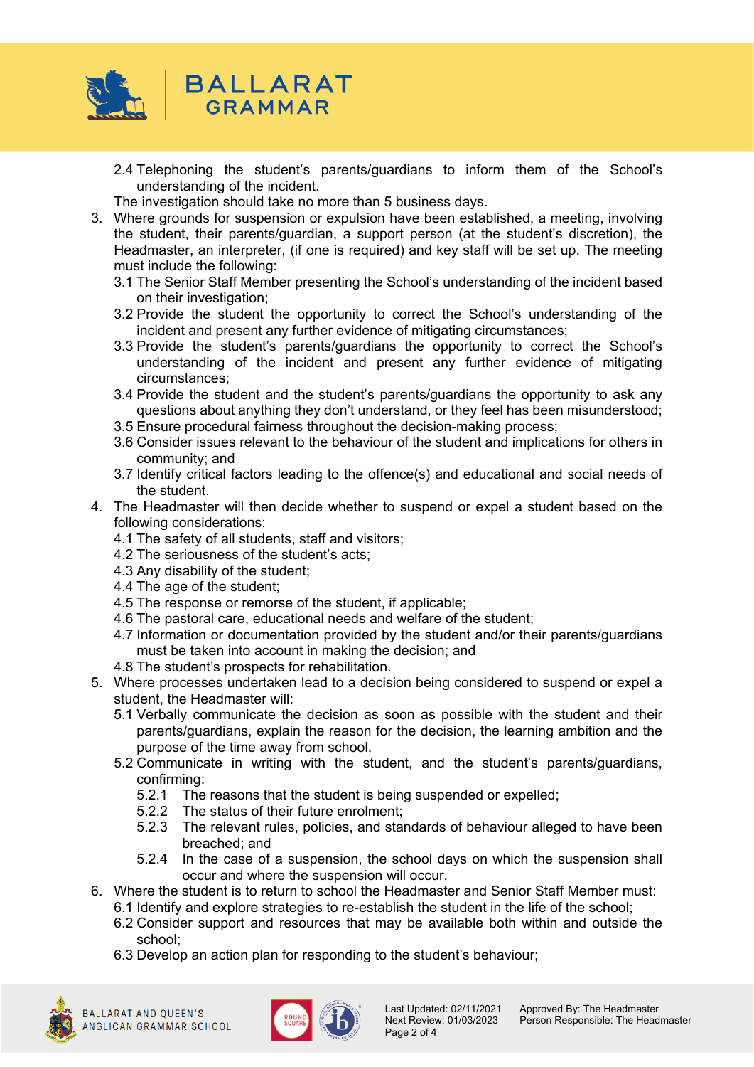2.4 Telephoning the student's parents/guardians to inform them of the School's understanding of the incident.

The investigation should take no more than 5 business days.

3. Where grounds for suspension or expulsion have been established, a meeting, involving the student, their parents/guardian, a support person (at the student's discretion), the Headmaster, an interpreter, (if one is required) and key staff will be set up. The meeting must include the following:
   3.1 The Senior Staff Member presenting the School's understanding of the incident based on their investigation;
   3.2 Provide the student the opportunity to correct the School's understanding of the incident and present any further evidence of mitigating circumstances;
   3.3 Provide the student's parents/guardians the opportunity to correct the School's understanding of the incident and present any further evidence of mitigating circumstances;
   3.4 Provide the student and the student's parents/guardians the opportunity to ask any questions about anything they don't understand, or they feel has been misunderstood;
   3.5 Ensure procedural fairness throughout the decision-making process;
   3.6 Consider issues relevant to the behaviour of the student and implications for others in community; and
   3.7 Identify critical factors leading to the offence(s) and educational and social needs of the student.
4. The Headmaster will then decide whether to suspend or expel a student based on the following considerations:
   4.1 The safety of all students, staff and visitors;
   4.2 The seriousness of the student's acts;
   4.3 Any disability of the student;
   4.4 The age of the student;
   4.5 The response or remorse of the student, if applicable;
   4.6 The pastoral care, educational needs and welfare of the student;
   4.7 Information or documentation provided by the student and/or their parents/guardians must be taken into account in making the decision; and
   4.8 The student's prospects for rehabilitation.
5. Where processes undertaken lead to a decision being considered to suspend or expel a student, the Headmaster will:
   5.1 Verbally communicate the decision as soon as possible with the student and their parents/guardians, explain the reason for the decision, the learning ambition and the purpose of the time away from school.
   5.2 Communicate in writing with the student, and the student's parents/guardians, confirming:
      5.2.1 The reasons that the student is being suspended or expelled;
      5.2.2 The status of their future enrolment;
      5.2.3 The relevant rules, policies, and standards of behaviour alleged to have been breached; and
      5.2.4 In the case of a suspension, the school days on which the suspension shall occur and where the suspension will occur.
6. Where the student is to return to school the Headmaster and Senior Staff Member must:
   6.1 Identify and explore strategies to re-establish the student in the life of the school;
   6.2 Consider support and resources that may be available both within and outside the school;
   6.3 Develop an action plan for responding to the student's behaviour;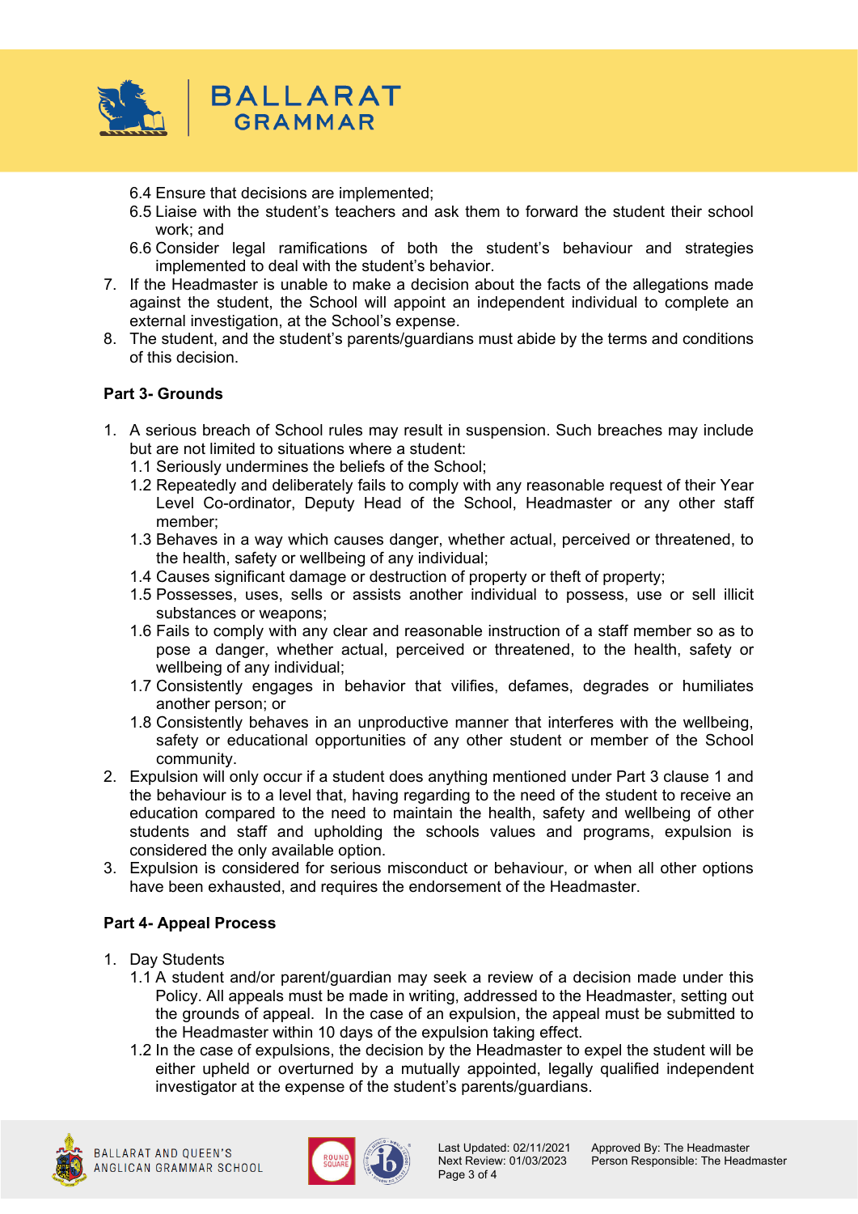6.4 Ensure that decisions are implemented;
6.5 Liaise with the student's teachers and ask them to forward the student their school work; and
6.6 Consider legal ramifications of both the student's behaviour and strategies implemented to deal with the student's behavior.

7. If the Headmaster is unable to make a decision about the facts of the allegations made against the student, the School will appoint an independent individual to complete an external investigation, at the School's expense.
8. The student, and the student's parents/guardians must abide by the terms and conditions of this decision.

**Part 3- Grounds**

1. A serious breach of School rules may result in suspension. Such breaches may include but are not limited to situations where a student:
   1.1 Seriously undermines the beliefs of the School;
   1.2 Repeatedly and deliberately fails to comply with any reasonable request of their Year Level Co-ordinator, Deputy Head of the School, Headmaster or any other staff member;
   1.3 Behaves in a way which causes danger, whether actual, perceived or threatened, to the health, safety or wellbeing of any individual;
   1.4 Causes significant damage or destruction of property or theft of property;
   1.5 Possesses, uses, sells or assists another individual to possess, use or sell illicit substances or weapons;
   1.6 Fails to comply with any clear and reasonable instruction of a staff member so as to pose a danger, whether actual, perceived or threatened, to the health, safety or wellbeing of any individual;
   1.7 Consistently engages in behavior that vilifies, defames, degrades or humiliates another person; or
   1.8 Consistently behaves in an unproductive manner that interferes with the wellbeing, safety or educational opportunities of any other student or member of the School community.
2. Expulsion will only occur if a student does anything mentioned under Part 3 clause 1 and the behaviour is to a level that, having regarding to the need of the student to receive an education compared to the need to maintain the health, safety and wellbeing of other students and staff and upholding the schools values and programs, expulsion is considered the only available option.
3. Expulsion is considered for serious misconduct or behaviour, or when all other options have been exhausted, and requires the endorsement of the Headmaster.

**Part 4- Appeal Process**

1. Day Students
   1.1 A student and/or parent/guardian may seek a review of a decision made under this Policy. All appeals must be made in writing, addressed to the Headmaster, setting out the grounds of appeal. In the case of an expulsion, the appeal must be submitted to the Headmaster within 10 days of the expulsion taking effect.
   1.2 In the case of expulsions, the decision by the Headmaster to expel the student will be either upheld or overturned by a mutually appointed, legally qualified independent investigator at the expense of the student's parents/guardians.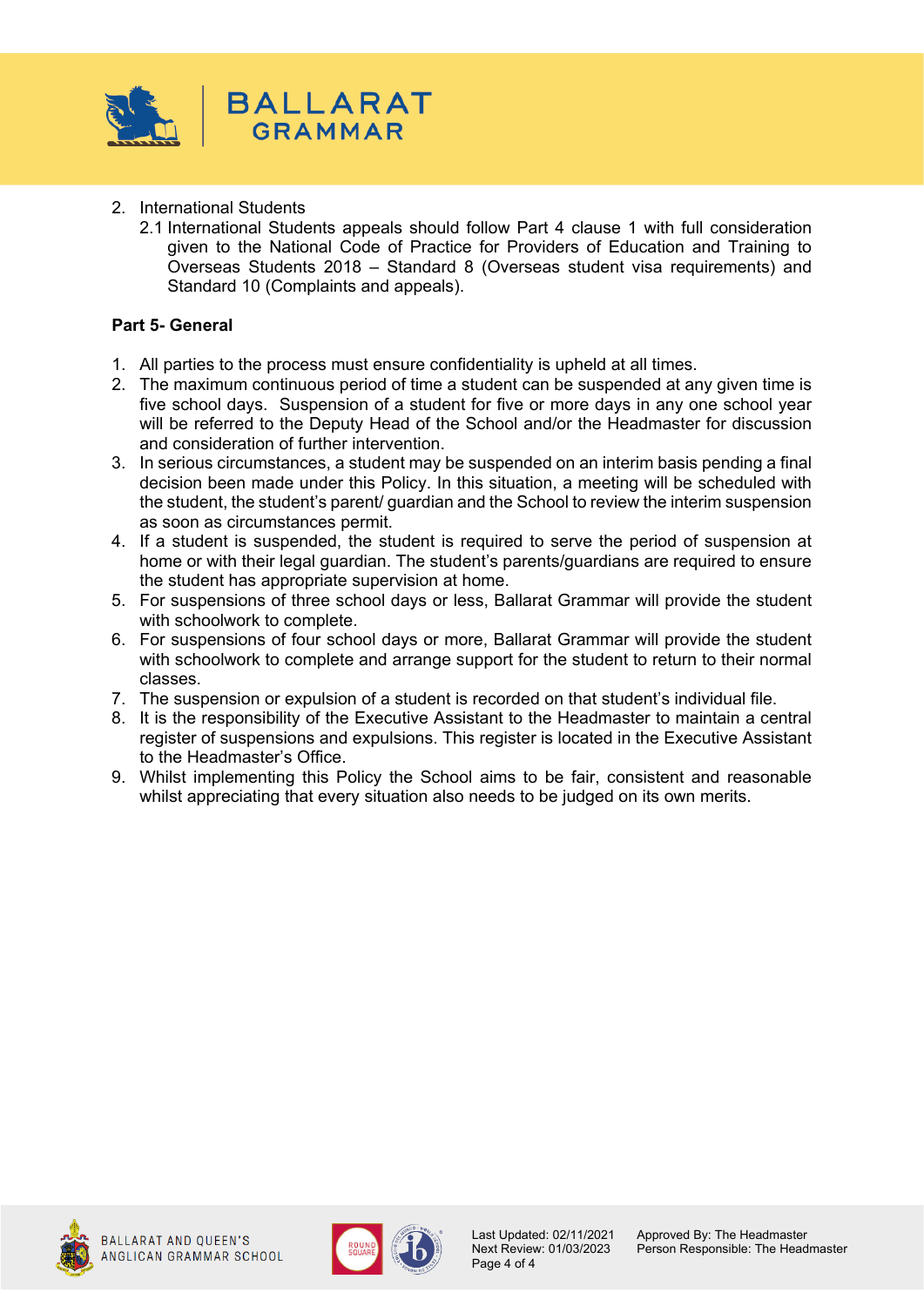2. International Students
   2.1 International Students appeals should follow Part 4 clause 1 with full consideration given to the National Code of Practice for Providers of Education and Training to Overseas Students 2018 – Standard 8 (Overseas student visa requirements) and Standard 10 (Complaints and appeals).

**Part 5- General**

1. All parties to the process must ensure confidentiality is upheld at all times.
2. The maximum continuous period of time a student can be suspended at any given time is five school days. Suspension of a student for five or more days in any one school year will be referred to the Deputy Head of the School and/or the Headmaster for discussion and consideration of further intervention.
3. In serious circumstances, a student may be suspended on an interim basis pending a final decision been made under this Policy. In this situation, a meeting will be scheduled with the student, the student's parent/ guardian and the School to review the interim suspension as soon as circumstances permit.
4. If a student is suspended, the student is required to serve the period of suspension at home or with their legal guardian. The student's parents/guardians are required to ensure the student has appropriate supervision at home.
5. For suspensions of three school days or less, Ballarat Grammar will provide the student with schoolwork to complete.
6. For suspensions of four school days or more, Ballarat Grammar will provide the student with schoolwork to complete and arrange support for the student to return to their normal classes.
7. The suspension or expulsion of a student is recorded on that student's individual file.
8. It is the responsibility of the Executive Assistant to the Headmaster to maintain a central register of suspensions and expulsions. This register is located in the Executive Assistant to the Headmaster's Office.
9. Whilst implementing this Policy the School aims to be fair, consistent and reasonable whilst appreciating that every situation also needs to be judged on its own merits.